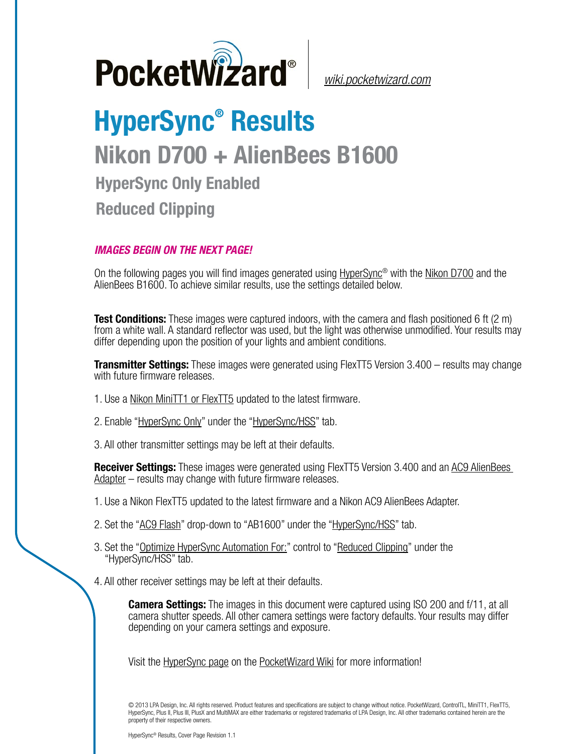PocketWizard® | wiki.pocketwizard.com

# HyperSync® Results

## Nikon D700 + AlienBees B1600

### HyperSync Only Enabled

### Reduced Clipping

***IMAGES BEGIN ON THE NEXT PAGE!***

On the following pages you will find images generated using HyperSync® with the Nikon D700 and the AlienBees B1600. To achieve similar results, use the settings detailed below.

**Test Conditions:** These images were captured indoors, with the camera and flash positioned 6 ft (2 m) from a white wall. A standard reflector was used, but the light was otherwise unmodified. Your results may differ depending upon the position of your lights and ambient conditions.

**Transmitter Settings:** These images were generated using FlexTT5 Version 3.400 – results may change with future firmware releases.

1. Use a Nikon MiniTT1 or FlexTT5 updated to the latest firmware.
2. Enable "HyperSync Only" under the "HyperSync/HSS" tab.
3. All other transmitter settings may be left at their defaults.

**Receiver Settings:** These images were generated using FlexTT5 Version 3.400 and an AC9 AlienBees Adapter – results may change with future firmware releases.

1. Use a Nikon FlexTT5 updated to the latest firmware and a Nikon AC9 AlienBees Adapter.
2. Set the "AC9 Flash" drop-down to "AB1600" under the "HyperSync/HSS" tab.
3. Set the "Optimize HyperSync Automation For:" control to "Reduced Clipping" under the "HyperSync/HSS" tab.
4. All other receiver settings may be left at their defaults.

**Camera Settings:** The images in this document were captured using ISO 200 and f/11, at all camera shutter speeds. All other camera settings were factory defaults. Your results may differ depending on your camera settings and exposure.

Visit the HyperSync page on the PocketWizard Wiki for more information!

© 2013 LPA Design, Inc. All rights reserved. Product features and specifications are subject to change without notice. PocketWizard, ControlTL, MiniTT1, FlexTT5, HyperSync, Plus II, Plus III, PlusX and MultiMAX are either trademarks or registered trademarks of LPA Design, Inc. All other trademarks contained herein are the property of their respective owners.

HyperSync® Results, Cover Page Revision 1.1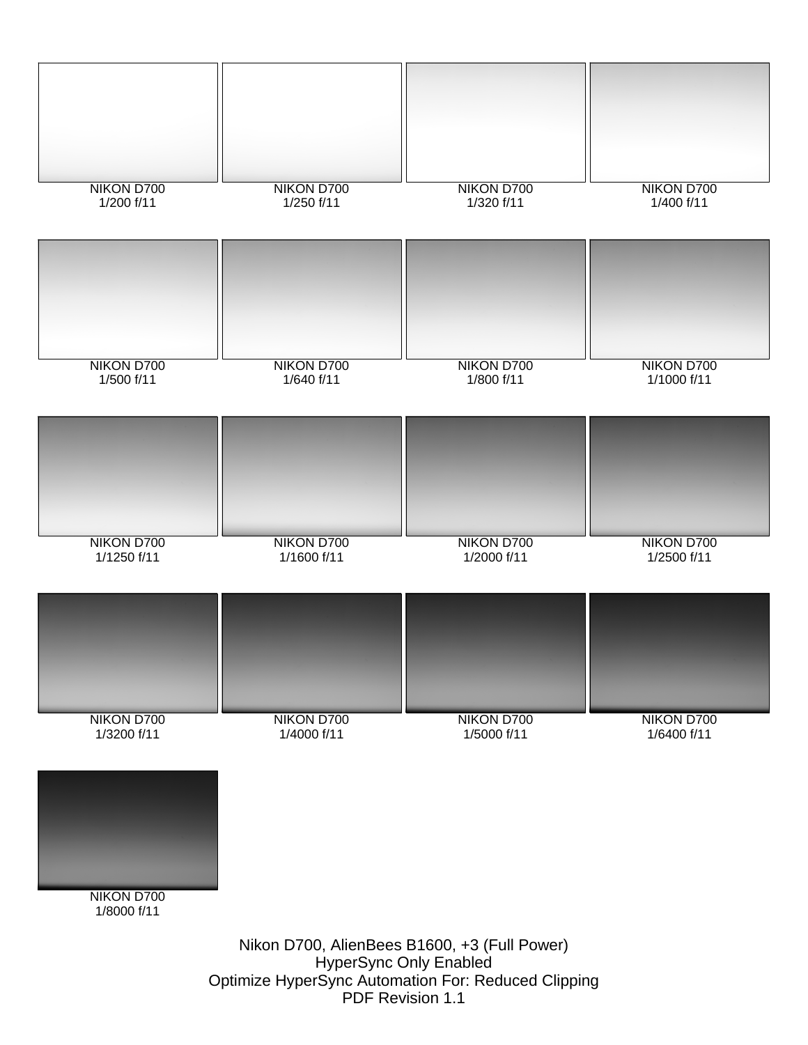NIKON D700
1/200 f/11

NIKON D700
1/250 f/11

NIKON D700
1/320 f/11

NIKON D700
1/400 f/11

NIKON D700
1/500 f/11

NIKON D700
1/640 f/11

NIKON D700
1/800 f/11

NIKON D700
1/1000 f/11

NIKON D700
1/1250 f/11

NIKON D700
1/1600 f/11

NIKON D700
1/2000 f/11

NIKON D700
1/2500 f/11

NIKON D700
1/3200 f/11

NIKON D700
1/4000 f/11

NIKON D700
1/5000 f/11

NIKON D700
1/6400 f/11

NIKON D700
1/8000 f/11

Nikon D700, AlienBees B1600, +3 (Full Power)
HyperSync Only Enabled
Optimize HyperSync Automation For: Reduced Clipping
PDF Revision 1.1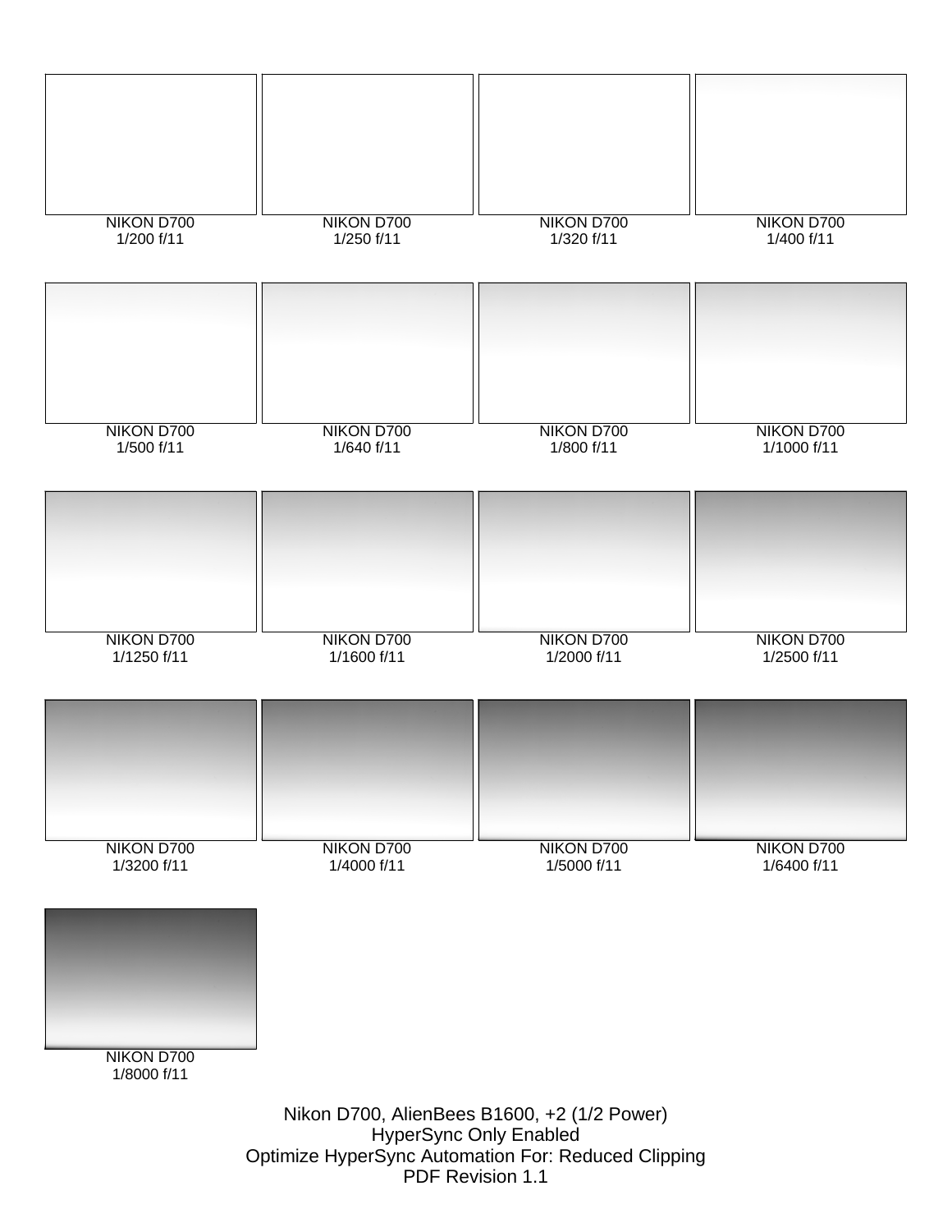NIKON D700
1/200 f/11

NIKON D700
1/250 f/11

NIKON D700
1/320 f/11

NIKON D700
1/400 f/11

NIKON D700
1/500 f/11

NIKON D700
1/640 f/11

NIKON D700
1/800 f/11

NIKON D700
1/1000 f/11

NIKON D700
1/1250 f/11

NIKON D700
1/1600 f/11

NIKON D700
1/2000 f/11

NIKON D700
1/2500 f/11

NIKON D700
1/3200 f/11

NIKON D700
1/4000 f/11

NIKON D700
1/5000 f/11

NIKON D700
1/6400 f/11

NIKON D700
1/8000 f/11

Nikon D700, AlienBees B1600, +2 (1/2 Power)
HyperSync Only Enabled
Optimize HyperSync Automation For: Reduced Clipping
PDF Revision 1.1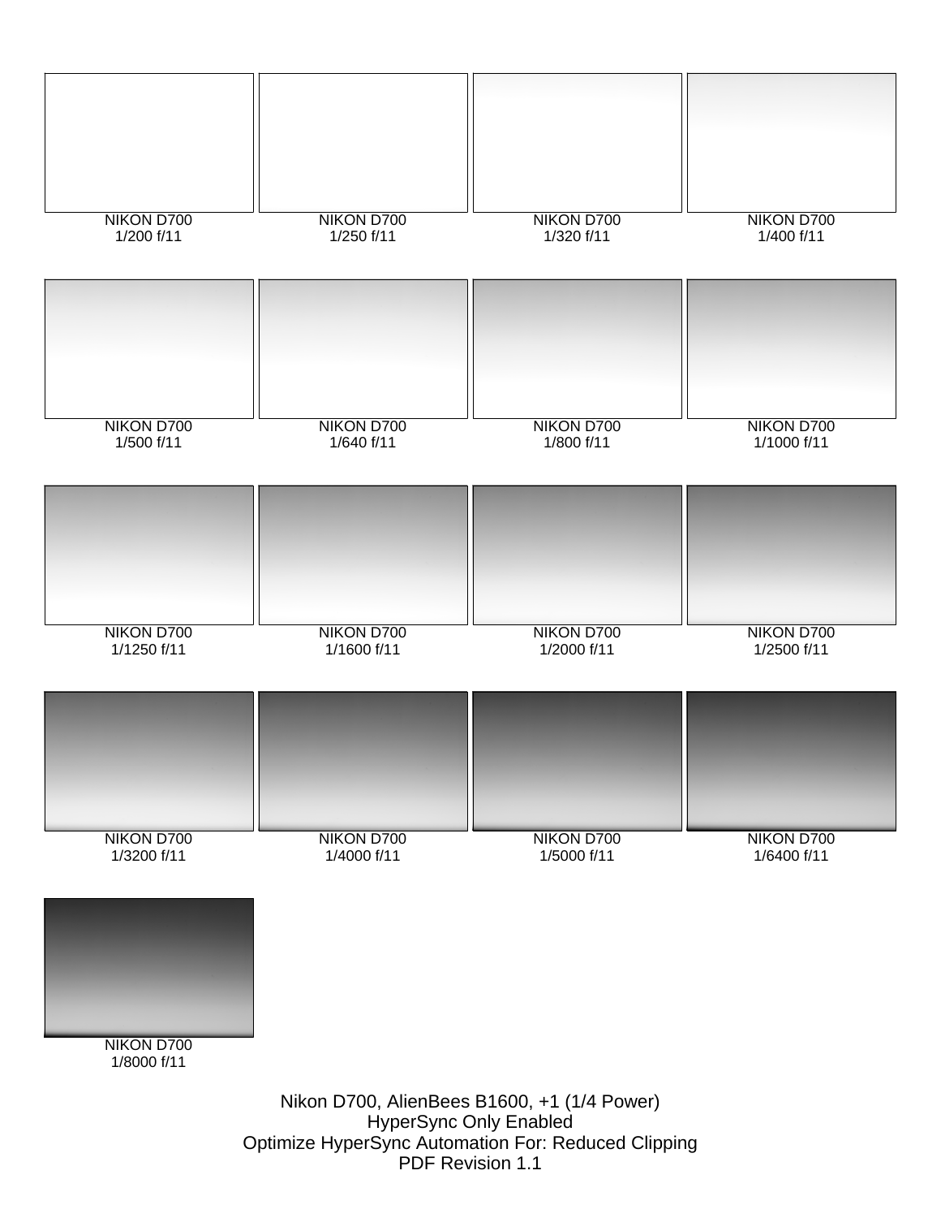NIKON D700
1/200 f/11

NIKON D700
1/250 f/11

NIKON D700
1/320 f/11

NIKON D700
1/400 f/11

NIKON D700
1/500 f/11

NIKON D700
1/640 f/11

NIKON D700
1/800 f/11

NIKON D700
1/1000 f/11

NIKON D700
1/1250 f/11

NIKON D700
1/1600 f/11

NIKON D700
1/2000 f/11

NIKON D700
1/2500 f/11

NIKON D700
1/3200 f/11

NIKON D700
1/4000 f/11

NIKON D700
1/5000 f/11

NIKON D700
1/6400 f/11

NIKON D700
1/8000 f/11

Nikon D700, AlienBees B1600, +1 (1/4 Power)
HyperSync Only Enabled
Optimize HyperSync Automation For: Reduced Clipping
PDF Revision 1.1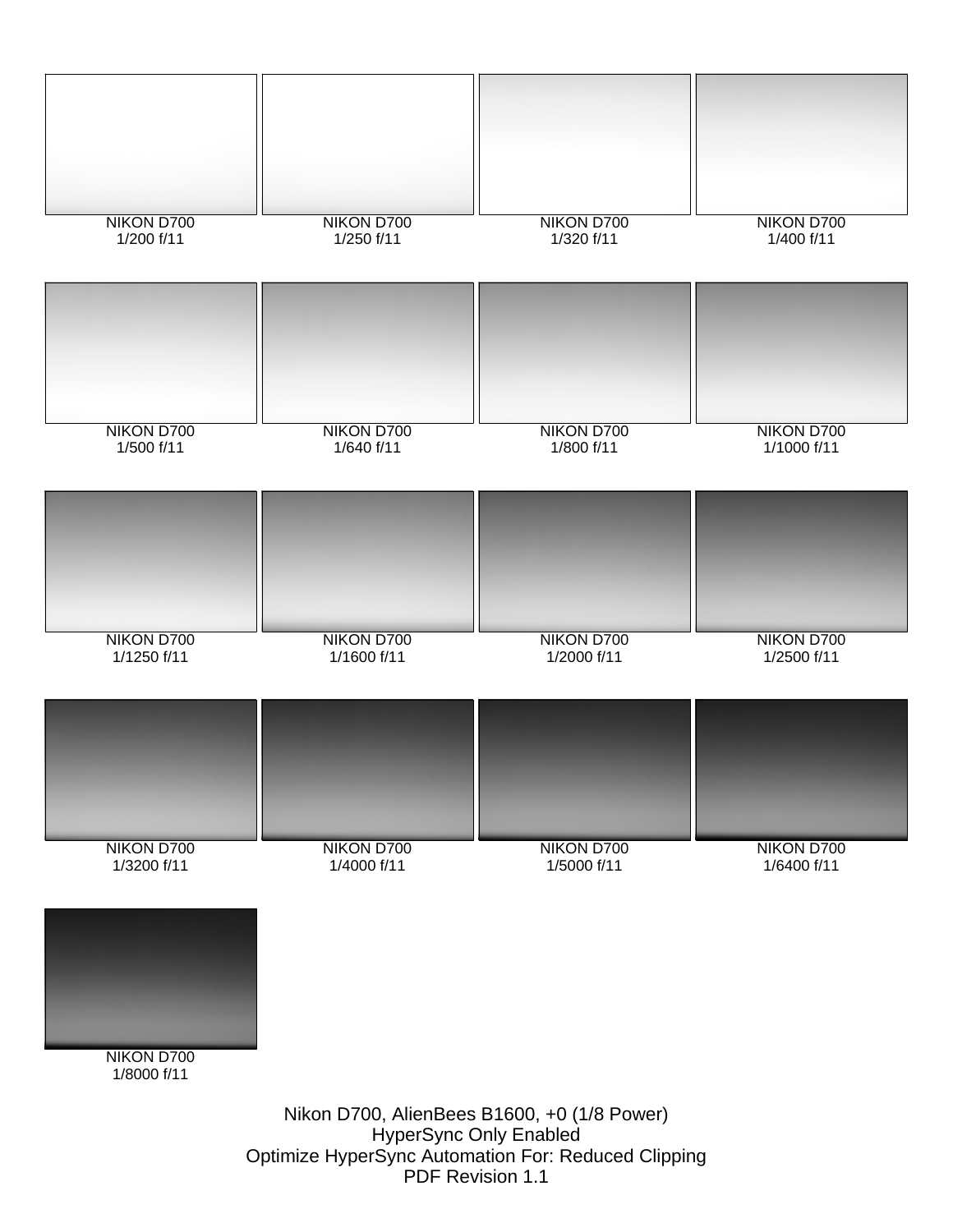NIKON D700
1/200 f/11

NIKON D700
1/250 f/11

NIKON D700
1/320 f/11

NIKON D700
1/400 f/11

NIKON D700
1/500 f/11

NIKON D700
1/640 f/11

NIKON D700
1/800 f/11

NIKON D700
1/1000 f/11

NIKON D700
1/1250 f/11

NIKON D700
1/1600 f/11

NIKON D700
1/2000 f/11

NIKON D700
1/2500 f/11

NIKON D700
1/3200 f/11

NIKON D700
1/4000 f/11

NIKON D700
1/5000 f/11

NIKON D700
1/6400 f/11

NIKON D700
1/8000 f/11

Nikon D700, AlienBees B1600, +0 (1/8 Power)
HyperSync Only Enabled
Optimize HyperSync Automation For: Reduced Clipping
PDF Revision 1.1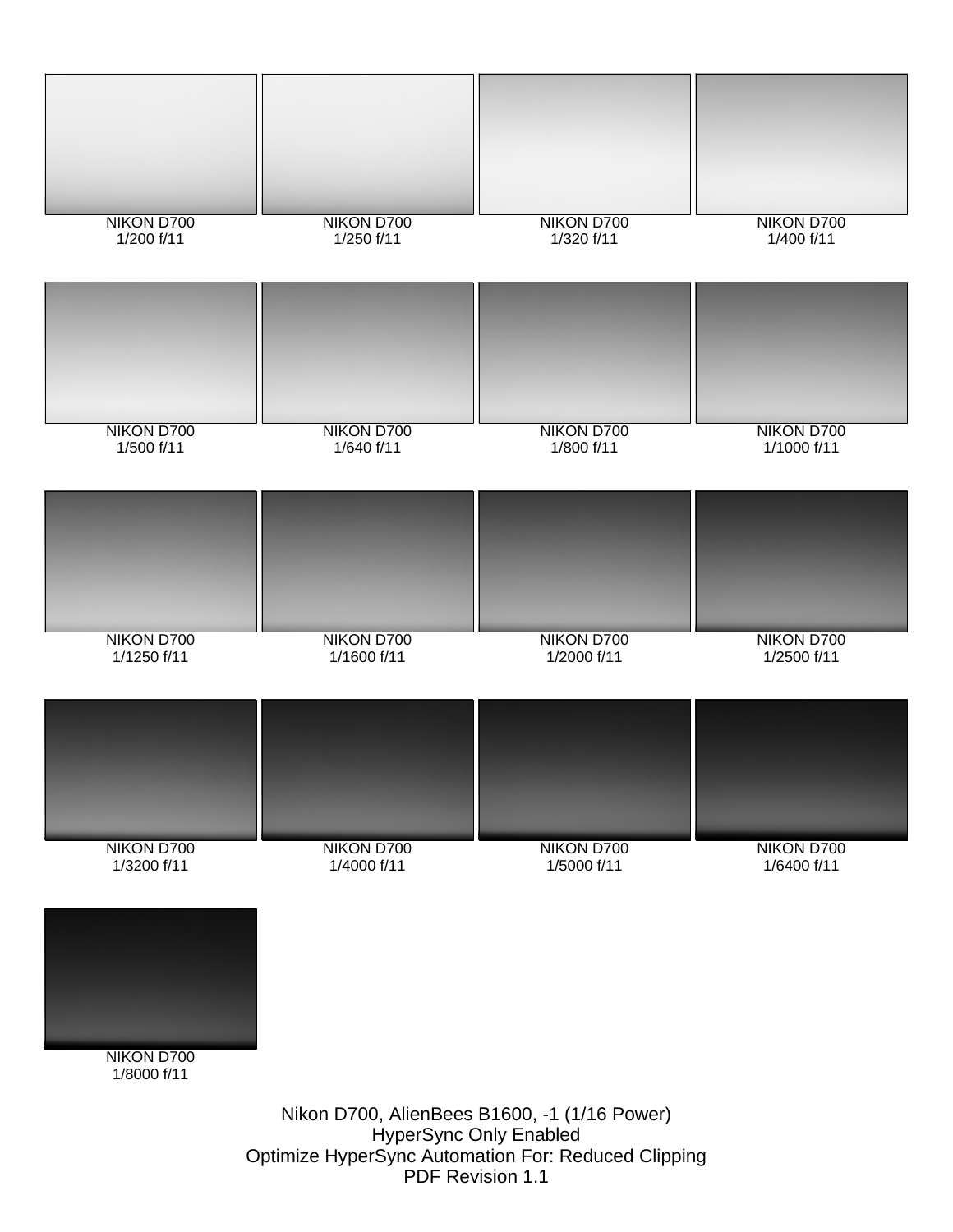NIKON D700
1/200 f/11

NIKON D700
1/250 f/11

NIKON D700
1/320 f/11

NIKON D700
1/400 f/11

NIKON D700
1/500 f/11

NIKON D700
1/640 f/11

NIKON D700
1/800 f/11

NIKON D700
1/1000 f/11

NIKON D700
1/1250 f/11

NIKON D700
1/1600 f/11

NIKON D700
1/2000 f/11

NIKON D700
1/2500 f/11

NIKON D700
1/3200 f/11

NIKON D700
1/4000 f/11

NIKON D700
1/5000 f/11

NIKON D700
1/6400 f/11

NIKON D700
1/8000 f/11

Nikon D700, AlienBees B1600, -1 (1/16 Power)
HyperSync Only Enabled
Optimize HyperSync Automation For: Reduced Clipping
PDF Revision 1.1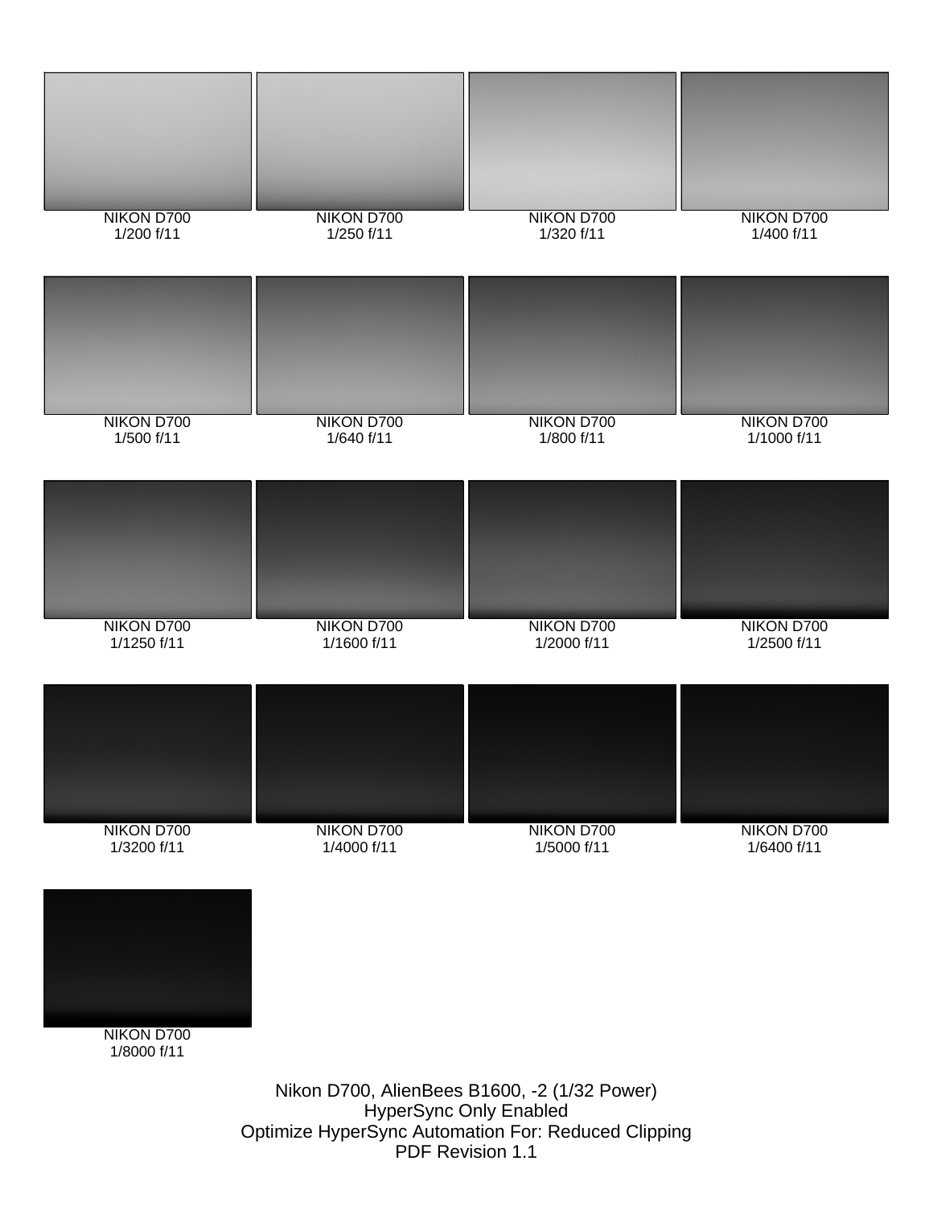NIKON D700
1/200 f/11

NIKON D700
1/250 f/11

NIKON D700
1/320 f/11

NIKON D700
1/400 f/11

NIKON D700
1/500 f/11

NIKON D700
1/640 f/11

NIKON D700
1/800 f/11

NIKON D700
1/1000 f/11

NIKON D700
1/1250 f/11

NIKON D700
1/1600 f/11

NIKON D700
1/2000 f/11

NIKON D700
1/2500 f/11

NIKON D700
1/3200 f/11

NIKON D700
1/4000 f/11

NIKON D700
1/5000 f/11

NIKON D700
1/6400 f/11

NIKON D700
1/8000 f/11

Nikon D700, AlienBees B1600, -2 (1/32 Power)
HyperSync Only Enabled
Optimize HyperSync Automation For: Reduced Clipping
PDF Revision 1.1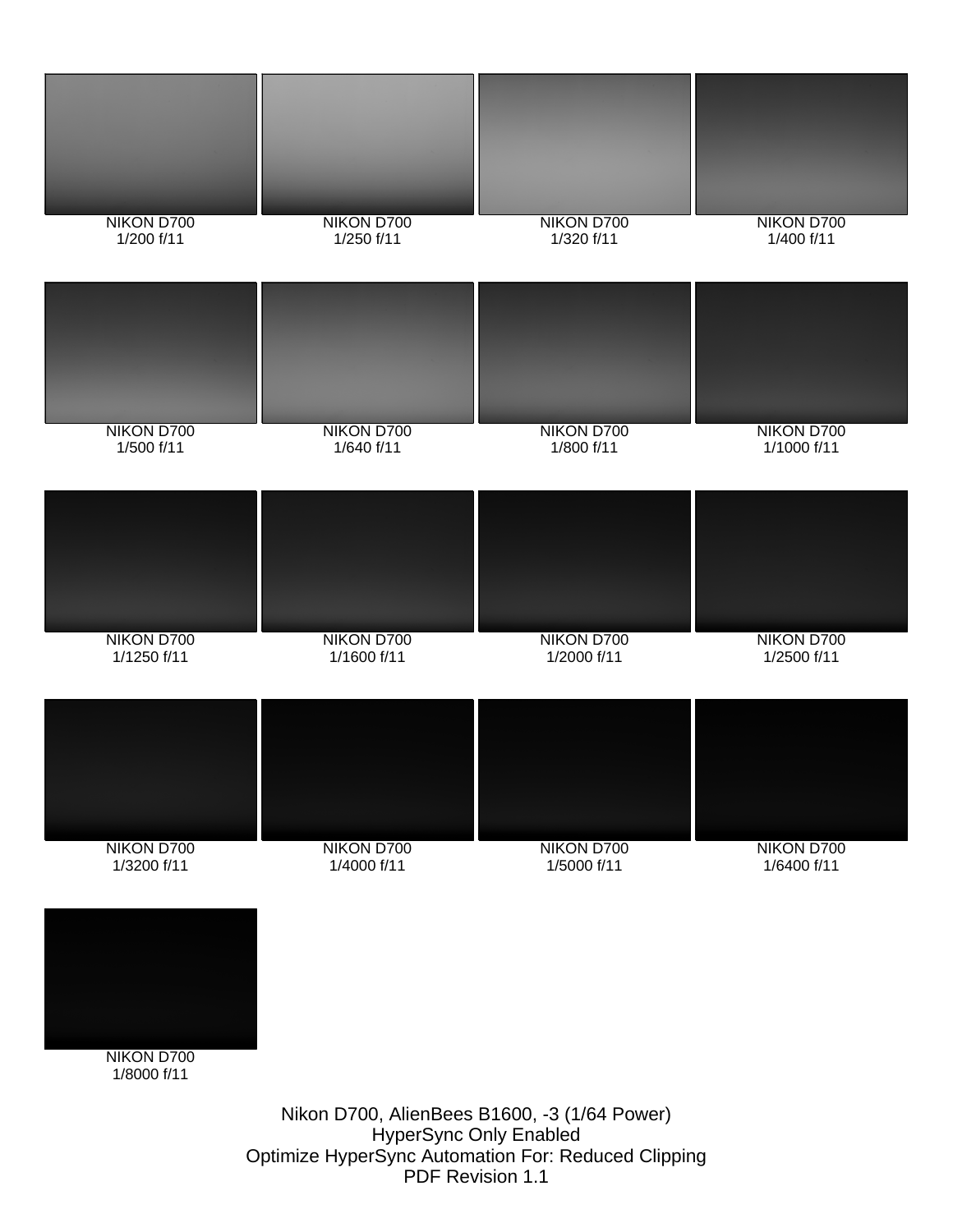NIKON D700
1/200 f/11

NIKON D700
1/250 f/11

NIKON D700
1/320 f/11

NIKON D700
1/400 f/11

NIKON D700
1/500 f/11

NIKON D700
1/640 f/11

NIKON D700
1/800 f/11

NIKON D700
1/1000 f/11

NIKON D700
1/1250 f/11

NIKON D700
1/1600 f/11

NIKON D700
1/2000 f/11

NIKON D700
1/2500 f/11

NIKON D700
1/3200 f/11

NIKON D700
1/4000 f/11

NIKON D700
1/5000 f/11

NIKON D700
1/6400 f/11

NIKON D700
1/8000 f/11

Nikon D700, AlienBees B1600, -3 (1/64 Power)
HyperSync Only Enabled
Optimize HyperSync Automation For: Reduced Clipping
PDF Revision 1.1